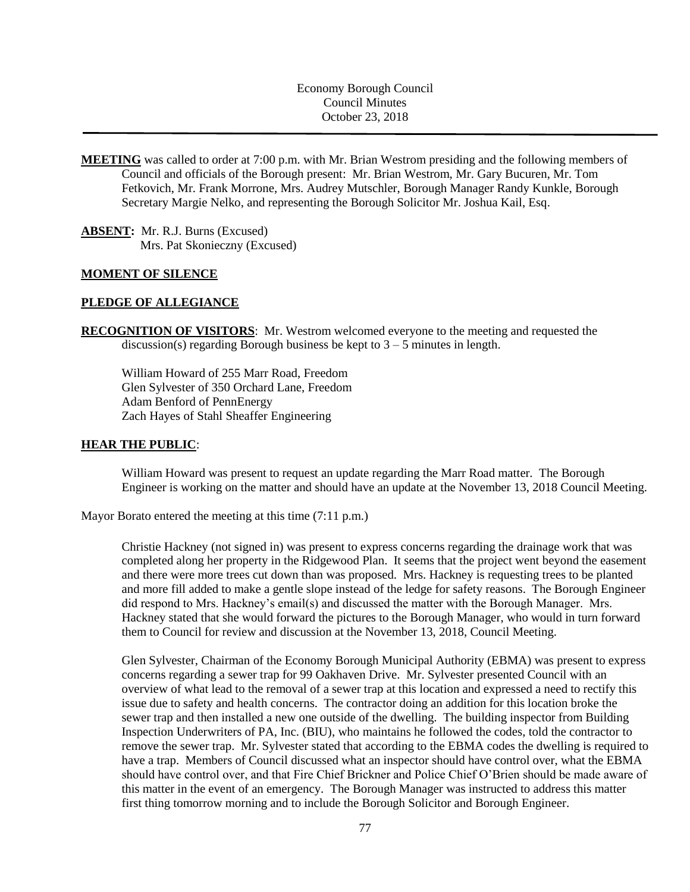Economy Borough Council
Council Minutes
October 23, 2018

---

**MEETING** was called to order at 7:00 p.m. with Mr. Brian Westrom presiding and the following members of Council and officials of the Borough present: Mr. Brian Westrom, Mr. Gary Bucuren, Mr. Tom Fetkovich, Mr. Frank Morrone, Mrs. Audrey Mutschler, Borough Manager Randy Kunkle, Borough Secretary Margie Nelko, and representing the Borough Solicitor Mr. Joshua Kail, Esq.

**ABSENT:** Mr. R.J. Burns (Excused)
Mrs. Pat Skonieczny (Excused)

**MOMENT OF SILENCE**

**PLEDGE OF ALLEGIANCE**

**RECOGNITION OF VISITORS**: Mr. Westrom welcomed everyone to the meeting and requested the discussion(s) regarding Borough business be kept to 3 – 5 minutes in length.

William Howard of 255 Marr Road, Freedom
Glen Sylvester of 350 Orchard Lane, Freedom
Adam Benford of PennEnergy
Zach Hayes of Stahl Sheaffer Engineering

**HEAR THE PUBLIC**:

William Howard was present to request an update regarding the Marr Road matter. The Borough Engineer is working on the matter and should have an update at the November 13, 2018 Council Meeting.

Mayor Borato entered the meeting at this time (7:11 p.m.)

Christie Hackney (not signed in) was present to express concerns regarding the drainage work that was completed along her property in the Ridgewood Plan. It seems that the project went beyond the easement and there were more trees cut down than was proposed. Mrs. Hackney is requesting trees to be planted and more fill added to make a gentle slope instead of the ledge for safety reasons. The Borough Engineer did respond to Mrs. Hackney's email(s) and discussed the matter with the Borough Manager. Mrs. Hackney stated that she would forward the pictures to the Borough Manager, who would in turn forward them to Council for review and discussion at the November 13, 2018, Council Meeting.

Glen Sylvester, Chairman of the Economy Borough Municipal Authority (EBMA) was present to express concerns regarding a sewer trap for 99 Oakhaven Drive. Mr. Sylvester presented Council with an overview of what lead to the removal of a sewer trap at this location and expressed a need to rectify this issue due to safety and health concerns. The contractor doing an addition for this location broke the sewer trap and then installed a new one outside of the dwelling. The building inspector from Building Inspection Underwriters of PA, Inc. (BIU), who maintains he followed the codes, told the contractor to remove the sewer trap. Mr. Sylvester stated that according to the EBMA codes the dwelling is required to have a trap. Members of Council discussed what an inspector should have control over, what the EBMA should have control over, and that Fire Chief Brickner and Police Chief O'Brien should be made aware of this matter in the event of an emergency. The Borough Manager was instructed to address this matter first thing tomorrow morning and to include the Borough Solicitor and Borough Engineer.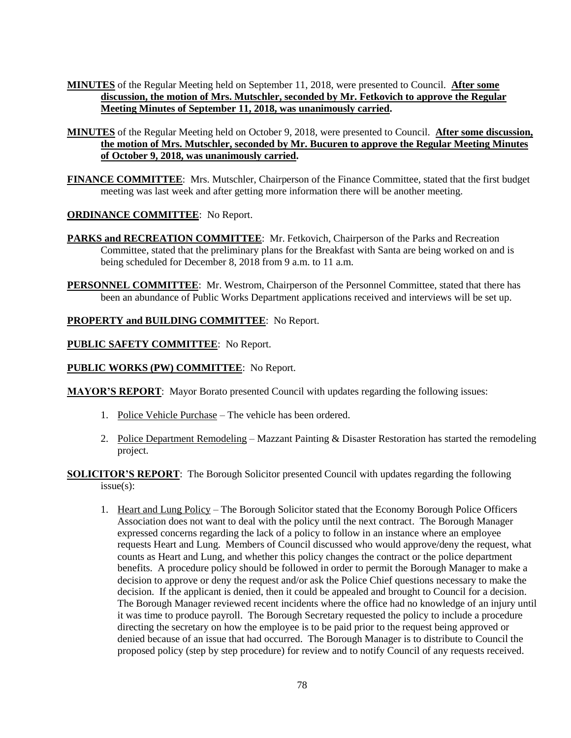**MINUTES** of the Regular Meeting held on September 11, 2018, were presented to Council. **After some discussion, the motion of Mrs. Mutschler, seconded by Mr. Fetkovich to approve the Regular Meeting Minutes of September 11, 2018, was unanimously carried.**

**MINUTES** of the Regular Meeting held on October 9, 2018, were presented to Council. **After some discussion, the motion of Mrs. Mutschler, seconded by Mr. Bucuren to approve the Regular Meeting Minutes of October 9, 2018, was unanimously carried.**

**FINANCE COMMITTEE**: Mrs. Mutschler, Chairperson of the Finance Committee, stated that the first budget meeting was last week and after getting more information there will be another meeting.

**ORDINANCE COMMITTEE**: No Report.

**PARKS and RECREATION COMMITTEE**: Mr. Fetkovich, Chairperson of the Parks and Recreation Committee, stated that the preliminary plans for the Breakfast with Santa are being worked on and is being scheduled for December 8, 2018 from 9 a.m. to 11 a.m.

**PERSONNEL COMMITTEE**: Mr. Westrom, Chairperson of the Personnel Committee, stated that there has been an abundance of Public Works Department applications received and interviews will be set up.

**PROPERTY and BUILDING COMMITTEE**: No Report.

**PUBLIC SAFETY COMMITTEE**: No Report.

**PUBLIC WORKS (PW) COMMITTEE**: No Report.

**MAYOR'S REPORT**: Mayor Borato presented Council with updates regarding the following issues:

1. Police Vehicle Purchase – The vehicle has been ordered.
2. Police Department Remodeling – Mazzant Painting & Disaster Restoration has started the remodeling project.

**SOLICITOR'S REPORT**: The Borough Solicitor presented Council with updates regarding the following issue(s):

1. Heart and Lung Policy – The Borough Solicitor stated that the Economy Borough Police Officers Association does not want to deal with the policy until the next contract. The Borough Manager expressed concerns regarding the lack of a policy to follow in an instance where an employee requests Heart and Lung. Members of Council discussed who would approve/deny the request, what counts as Heart and Lung, and whether this policy changes the contract or the police department benefits. A procedure policy should be followed in order to permit the Borough Manager to make a decision to approve or deny the request and/or ask the Police Chief questions necessary to make the decision. If the applicant is denied, then it could be appealed and brought to Council for a decision. The Borough Manager reviewed recent incidents where the office had no knowledge of an injury until it was time to produce payroll. The Borough Secretary requested the policy to include a procedure directing the secretary on how the employee is to be paid prior to the request being approved or denied because of an issue that had occurred. The Borough Manager is to distribute to Council the proposed policy (step by step procedure) for review and to notify Council of any requests received.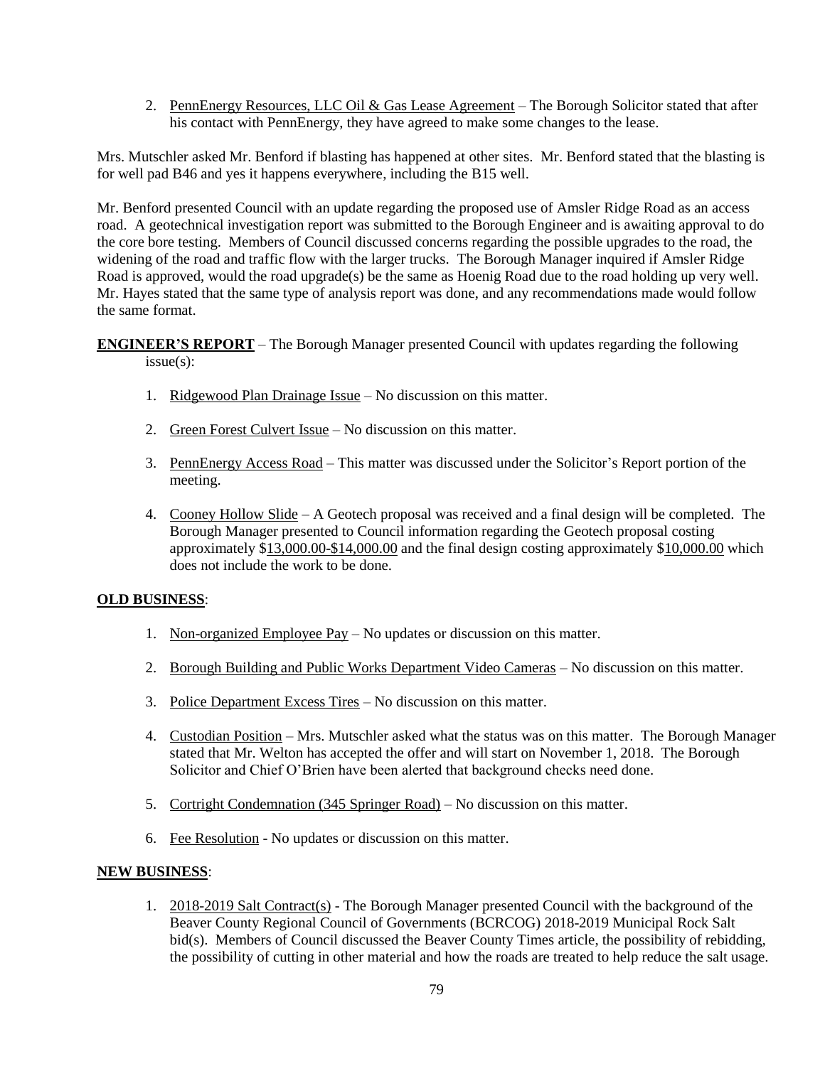2. PennEnergy Resources, LLC Oil & Gas Lease Agreement – The Borough Solicitor stated that after his contact with PennEnergy, they have agreed to make some changes to the lease.

Mrs. Mutschler asked Mr. Benford if blasting has happened at other sites. Mr. Benford stated that the blasting is for well pad B46 and yes it happens everywhere, including the B15 well.

Mr. Benford presented Council with an update regarding the proposed use of Amsler Ridge Road as an access road. A geotechnical investigation report was submitted to the Borough Engineer and is awaiting approval to do the core bore testing. Members of Council discussed concerns regarding the possible upgrades to the road, the widening of the road and traffic flow with the larger trucks. The Borough Manager inquired if Amsler Ridge Road is approved, would the road upgrade(s) be the same as Hoenig Road due to the road holding up very well. Mr. Hayes stated that the same type of analysis report was done, and any recommendations made would follow the same format.

**ENGINEER'S REPORT** – The Borough Manager presented Council with updates regarding the following issue(s):

1. Ridgewood Plan Drainage Issue – No discussion on this matter.
2. Green Forest Culvert Issue – No discussion on this matter.
3. PennEnergy Access Road – This matter was discussed under the Solicitor's Report portion of the meeting.
4. Cooney Hollow Slide – A Geotech proposal was received and a final design will be completed. The Borough Manager presented to Council information regarding the Geotech proposal costing approximately $13,000.00-$14,000.00 and the final design costing approximately $10,000.00 which does not include the work to be done.

**OLD BUSINESS**:

1. Non-organized Employee Pay – No updates or discussion on this matter.
2. Borough Building and Public Works Department Video Cameras – No discussion on this matter.
3. Police Department Excess Tires – No discussion on this matter.
4. Custodian Position – Mrs. Mutschler asked what the status was on this matter. The Borough Manager stated that Mr. Welton has accepted the offer and will start on November 1, 2018. The Borough Solicitor and Chief O'Brien have been alerted that background checks need done.
5. Cortright Condemnation (345 Springer Road) – No discussion on this matter.
6. Fee Resolution - No updates or discussion on this matter.

**NEW BUSINESS**:

1. 2018-2019 Salt Contract(s) - The Borough Manager presented Council with the background of the Beaver County Regional Council of Governments (BCRCOG) 2018-2019 Municipal Rock Salt bid(s). Members of Council discussed the Beaver County Times article, the possibility of rebidding, the possibility of cutting in other material and how the roads are treated to help reduce the salt usage.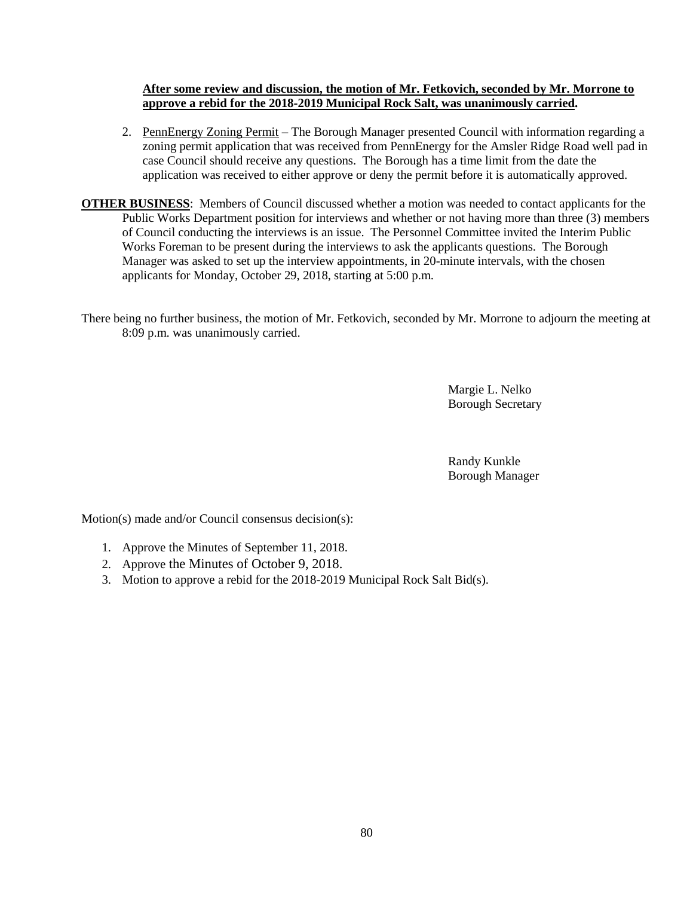**After some review and discussion, the motion of Mr. Fetkovich, seconded by Mr. Morrone to approve a rebid for the 2018-2019 Municipal Rock Salt, was unanimously carried.**

2. PennEnergy Zoning Permit – The Borough Manager presented Council with information regarding a zoning permit application that was received from PennEnergy for the Amsler Ridge Road well pad in case Council should receive any questions. The Borough has a time limit from the date the application was received to either approve or deny the permit before it is automatically approved.

**OTHER BUSINESS**: Members of Council discussed whether a motion was needed to contact applicants for the Public Works Department position for interviews and whether or not having more than three (3) members of Council conducting the interviews is an issue. The Personnel Committee invited the Interim Public Works Foreman to be present during the interviews to ask the applicants questions. The Borough Manager was asked to set up the interview appointments, in 20-minute intervals, with the chosen applicants for Monday, October 29, 2018, starting at 5:00 p.m.

There being no further business, the motion of Mr. Fetkovich, seconded by Mr. Morrone to adjourn the meeting at 8:09 p.m. was unanimously carried.

Margie L. Nelko
Borough Secretary

Randy Kunkle
Borough Manager

Motion(s) made and/or Council consensus decision(s):

1. Approve the Minutes of September 11, 2018.
2. Approve the Minutes of October 9, 2018.
3. Motion to approve a rebid for the 2018-2019 Municipal Rock Salt Bid(s).